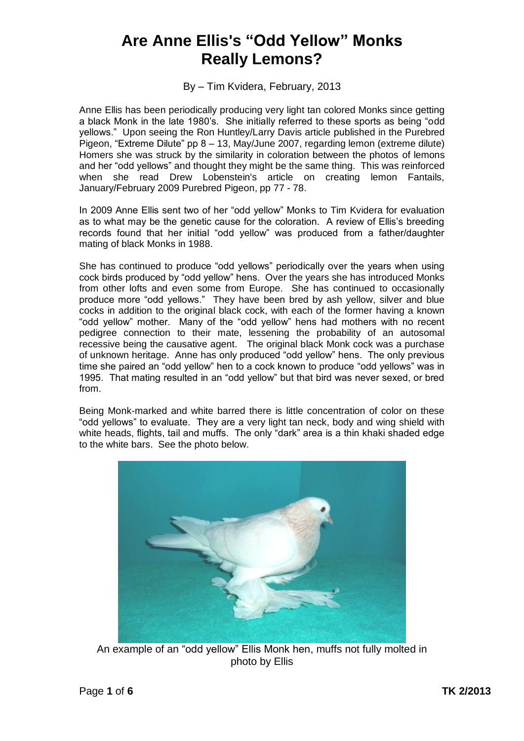# Are Anne Ellis's "Odd Yellow" Monks Really Lemons?

By – Tim Kvidera, February, 2013

Anne Ellis has been periodically producing very light tan colored Monks since getting a black Monk in the late 1980's. She initially referred to these sports as being "odd yellows." Upon seeing the Ron Huntley/Larry Davis article published in the Purebred Pigeon, "Extreme Dilute" pp 8 – 13, May/June 2007, regarding lemon (extreme dilute) Homers she was struck by the similarity in coloration between the photos of lemons and her "odd yellows" and thought they might be the same thing. This was reinforced when she read Drew Lobenstein's article on creating lemon Fantails, January/February 2009 Purebred Pigeon, pp 77 - 78.

In 2009 Anne Ellis sent two of her "odd yellow" Monks to Tim Kvidera for evaluation as to what may be the genetic cause for the coloration. A review of Ellis's breeding records found that her initial "odd yellow" was produced from a father/daughter mating of black Monks in 1988.

She has continued to produce "odd yellows" periodically over the years when using cock birds produced by "odd yellow" hens. Over the years she has introduced Monks from other lofts and even some from Europe. She has continued to occasionally produce more "odd yellows." They have been bred by ash yellow, silver and blue cocks in addition to the original black cock, with each of the former having a known "odd yellow" mother. Many of the "odd yellow" hens had mothers with no recent pedigree connection to their mate, lessening the probability of an autosomal recessive being the causative agent. The original black Monk cock was a purchase of unknown heritage. Anne has only produced "odd yellow" hens. The only previous time she paired an "odd yellow" hen to a cock known to produce "odd yellows" was in 1995. That mating resulted in an "odd yellow" but that bird was never sexed, or bred from.

Being Monk-marked and white barred there is little concentration of color on these "odd yellows" to evaluate. They are a very light tan neck, body and wing shield with white heads, flights, tail and muffs. The only "dark" area is a thin khaki shaded edge to the white bars. See the photo below.

An example of an "odd yellow" Ellis Monk hen, muffs not fully molted in photo by Ellis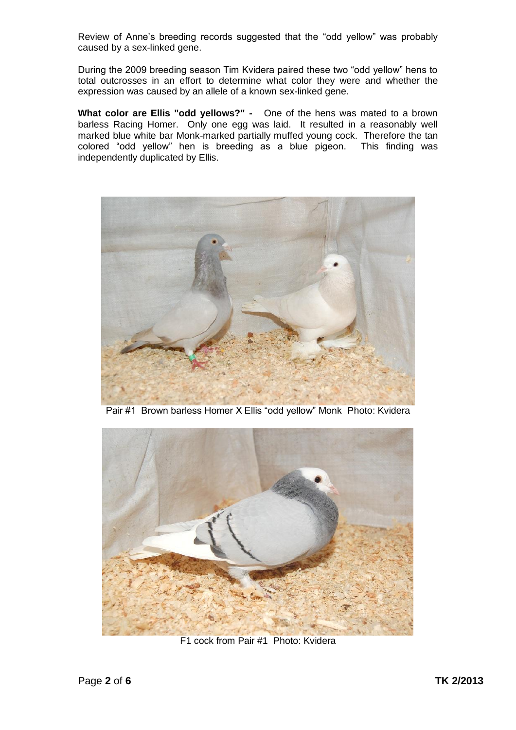Review of Anne's breeding records suggested that the "odd yellow" was probably caused by a sex-linked gene.

During the 2009 breeding season Tim Kvidera paired these two "odd yellow" hens to total outcrosses in an effort to determine what color they were and whether the expression was caused by an allele of a known sex-linked gene.

**What color are Ellis "odd yellows?" -** One of the hens was mated to a brown barless Racing Homer. Only one egg was laid. It resulted in a reasonably well marked blue white bar Monk-marked partially muffed young cock. Therefore the tan colored "odd yellow" hen is breeding as a blue pigeon. This finding was independently duplicated by Ellis.

Pair #1 Brown barless Homer X Ellis "odd yellow" Monk Photo: Kvidera

F1 cock from Pair #1 Photo: Kvidera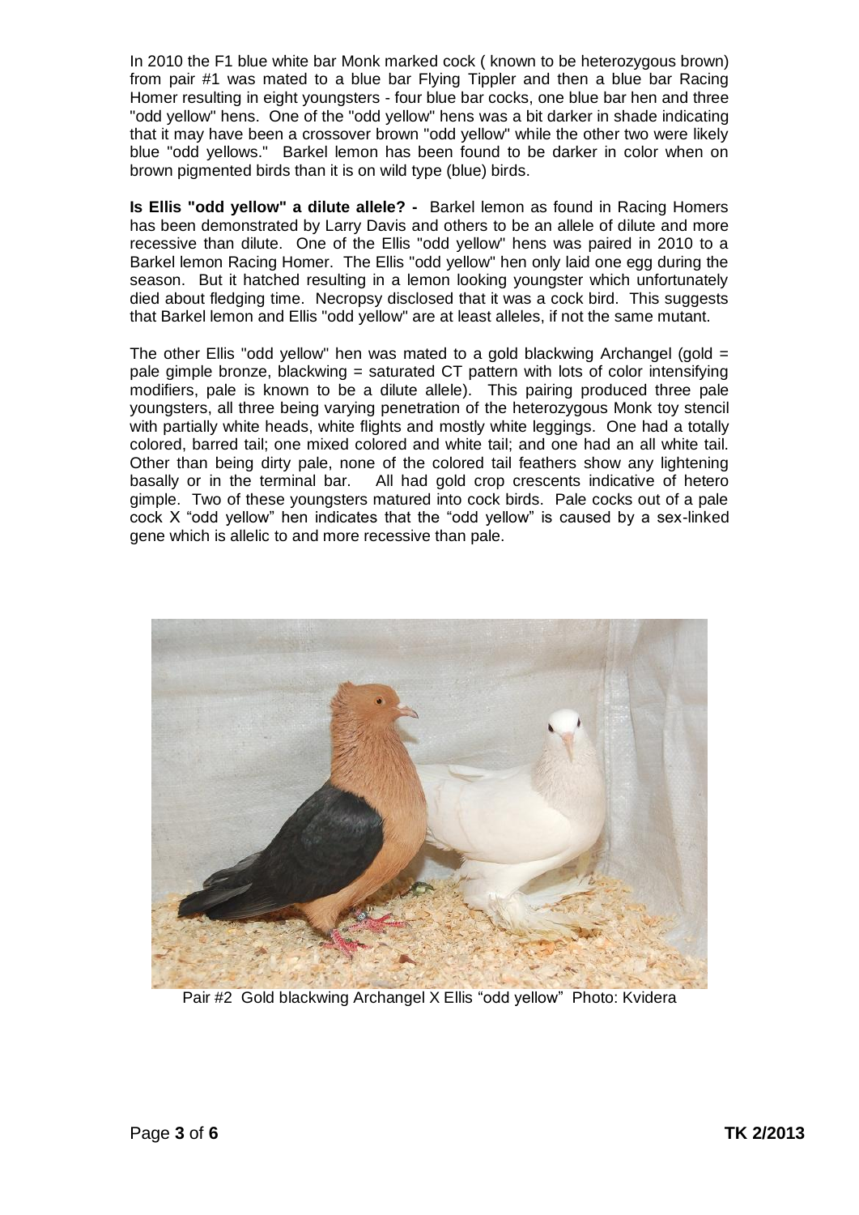In 2010 the F1 blue white bar Monk marked cock ( known to be heterozygous brown) from pair #1 was mated to a blue bar Flying Tippler and then a blue bar Racing Homer resulting in eight youngsters - four blue bar cocks, one blue bar hen and three "odd yellow" hens. One of the "odd yellow" hens was a bit darker in shade indicating that it may have been a crossover brown "odd yellow" while the other two were likely blue "odd yellows." Barkel lemon has been found to be darker in color when on brown pigmented birds than it is on wild type (blue) birds.

**Is Ellis "odd yellow" a dilute allele? -** Barkel lemon as found in Racing Homers has been demonstrated by Larry Davis and others to be an allele of dilute and more recessive than dilute. One of the Ellis "odd yellow" hens was paired in 2010 to a Barkel lemon Racing Homer. The Ellis "odd yellow" hen only laid one egg during the season. But it hatched resulting in a lemon looking youngster which unfortunately died about fledging time. Necropsy disclosed that it was a cock bird. This suggests that Barkel lemon and Ellis "odd yellow" are at least alleles, if not the same mutant.

The other Ellis "odd yellow" hen was mated to a gold blackwing Archangel (gold = pale gimple bronze, blackwing = saturated CT pattern with lots of color intensifying modifiers, pale is known to be a dilute allele). This pairing produced three pale youngsters, all three being varying penetration of the heterozygous Monk toy stencil with partially white heads, white flights and mostly white leggings. One had a totally colored, barred tail; one mixed colored and white tail; and one had an all white tail. Other than being dirty pale, none of the colored tail feathers show any lightening basally or in the terminal bar. All had gold crop crescents indicative of hetero gimple. Two of these youngsters matured into cock birds. Pale cocks out of a pale cock X “odd yellow” hen indicates that the “odd yellow” is caused by a sex-linked gene which is allelic to and more recessive than pale.

Pair #2 Gold blackwing Archangel X Ellis “odd yellow” Photo: Kvidera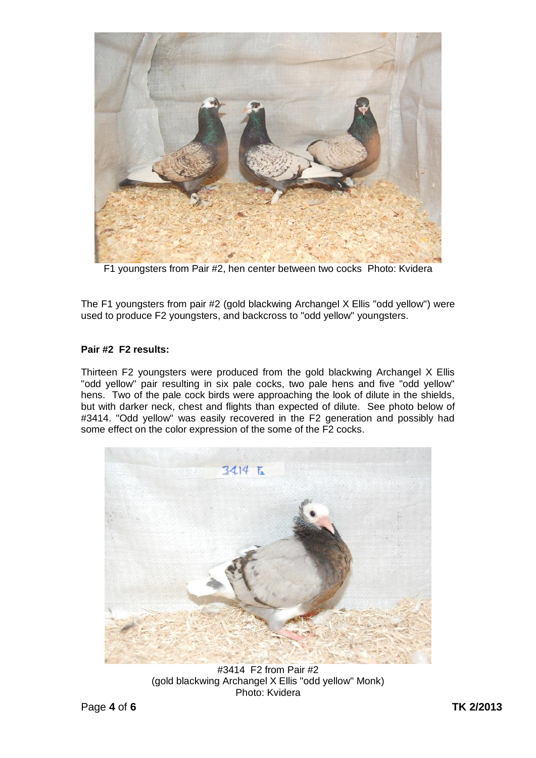F1 youngsters from Pair #2, hen center between two cocks Photo: Kvidera

The F1 youngsters from pair #2 (gold blackwing Archangel X Ellis "odd yellow") were used to produce F2 youngsters, and backcross to "odd yellow" youngsters.

**Pair #2 F2 results:**

Thirteen F2 youngsters were produced from the gold blackwing Archangel X Ellis "odd yellow" pair resulting in six pale cocks, two pale hens and five "odd yellow" hens. Two of the pale cock birds were approaching the look of dilute in the shields, but with darker neck, chest and flights than expected of dilute. See photo below of #3414. "Odd yellow" was easily recovered in the F2 generation and possibly had some effect on the color expression of the some of the F2 cocks.

#3414 F2 from Pair #2
(gold blackwing Archangel X Ellis "odd yellow" Monk)
Photo: Kvidera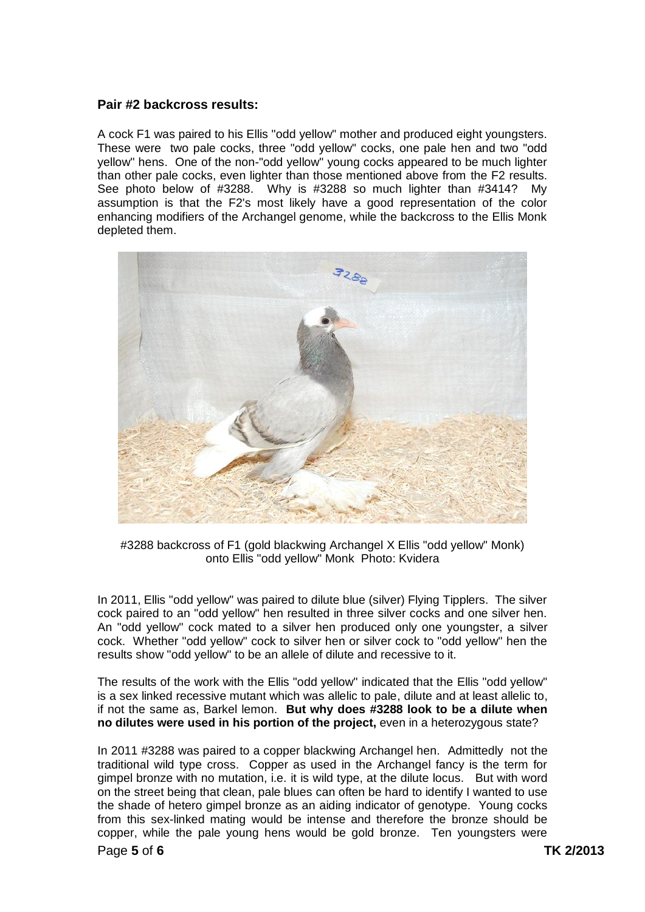### Pair #2 backcross results:

A cock F1 was paired to his Ellis "odd yellow" mother and produced eight youngsters. These were two pale cocks, three "odd yellow" cocks, one pale hen and two "odd yellow" hens. One of the non-"odd yellow" young cocks appeared to be much lighter than other pale cocks, even lighter than those mentioned above from the F2 results. See photo below of #3288. Why is #3288 so much lighter than #3414? My assumption is that the F2's most likely have a good representation of the color enhancing modifiers of the Archangel genome, while the backcross to the Ellis Monk depleted them.

#3288 backcross of F1 (gold blackwing Archangel X Ellis "odd yellow" Monk) onto Ellis "odd yellow" Monk Photo: Kvidera

In 2011, Ellis "odd yellow" was paired to dilute blue (silver) Flying Tipplers. The silver cock paired to an "odd yellow" hen resulted in three silver cocks and one silver hen. An "odd yellow" cock mated to a silver hen produced only one youngster, a silver cock. Whether "odd yellow" cock to silver hen or silver cock to "odd yellow" hen the results show "odd yellow" to be an allele of dilute and recessive to it.

The results of the work with the Ellis "odd yellow" indicated that the Ellis "odd yellow" is a sex linked recessive mutant which was allelic to pale, dilute and at least allelic to, if not the same as, Barkel lemon. **But why does #3288 look to be a dilute when no dilutes were used in his portion of the project,** even in a heterozygous state?

In 2011 #3288 was paired to a copper blackwing Archangel hen. Admittedly not the traditional wild type cross. Copper as used in the Archangel fancy is the term for gimpel bronze with no mutation, i.e. it is wild type, at the dilute locus. But with word on the street being that clean, pale blues can often be hard to identify I wanted to use the shade of hetero gimpel bronze as an aiding indicator of genotype. Young cocks from this sex-linked mating would be intense and therefore the bronze should be copper, while the pale young hens would be gold bronze. Ten youngsters were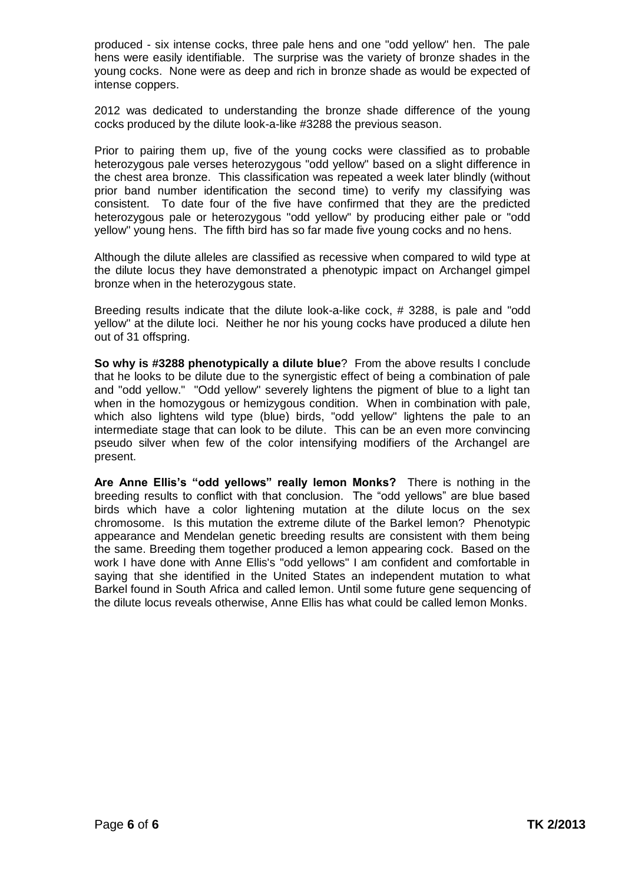produced - six intense cocks, three pale hens and one "odd yellow" hen. The pale hens were easily identifiable. The surprise was the variety of bronze shades in the young cocks. None were as deep and rich in bronze shade as would be expected of intense coppers.

2012 was dedicated to understanding the bronze shade difference of the young cocks produced by the dilute look-a-like #3288 the previous season.

Prior to pairing them up, five of the young cocks were classified as to probable heterozygous pale verses heterozygous "odd yellow" based on a slight difference in the chest area bronze. This classification was repeated a week later blindly (without prior band number identification the second time) to verify my classifying was consistent. To date four of the five have confirmed that they are the predicted heterozygous pale or heterozygous "odd yellow" by producing either pale or "odd yellow" young hens. The fifth bird has so far made five young cocks and no hens.

Although the dilute alleles are classified as recessive when compared to wild type at the dilute locus they have demonstrated a phenotypic impact on Archangel gimpel bronze when in the heterozygous state.

Breeding results indicate that the dilute look-a-like cock, # 3288, is pale and "odd yellow" at the dilute loci. Neither he nor his young cocks have produced a dilute hen out of 31 offspring.

**So why is #3288 phenotypically a dilute blue**? From the above results I conclude that he looks to be dilute due to the synergistic effect of being a combination of pale and "odd yellow." "Odd yellow" severely lightens the pigment of blue to a light tan when in the homozygous or hemizygous condition. When in combination with pale, which also lightens wild type (blue) birds, "odd yellow" lightens the pale to an intermediate stage that can look to be dilute. This can be an even more convincing pseudo silver when few of the color intensifying modifiers of the Archangel are present.

**Are Anne Ellis's "odd yellows" really lemon Monks?** There is nothing in the breeding results to conflict with that conclusion. The "odd yellows" are blue based birds which have a color lightening mutation at the dilute locus on the sex chromosome. Is this mutation the extreme dilute of the Barkel lemon? Phenotypic appearance and Mendelan genetic breeding results are consistent with them being the same. Breeding them together produced a lemon appearing cock. Based on the work I have done with Anne Ellis's "odd yellows" I am confident and comfortable in saying that she identified in the United States an independent mutation to what Barkel found in South Africa and called lemon. Until some future gene sequencing of the dilute locus reveals otherwise, Anne Ellis has what could be called lemon Monks.